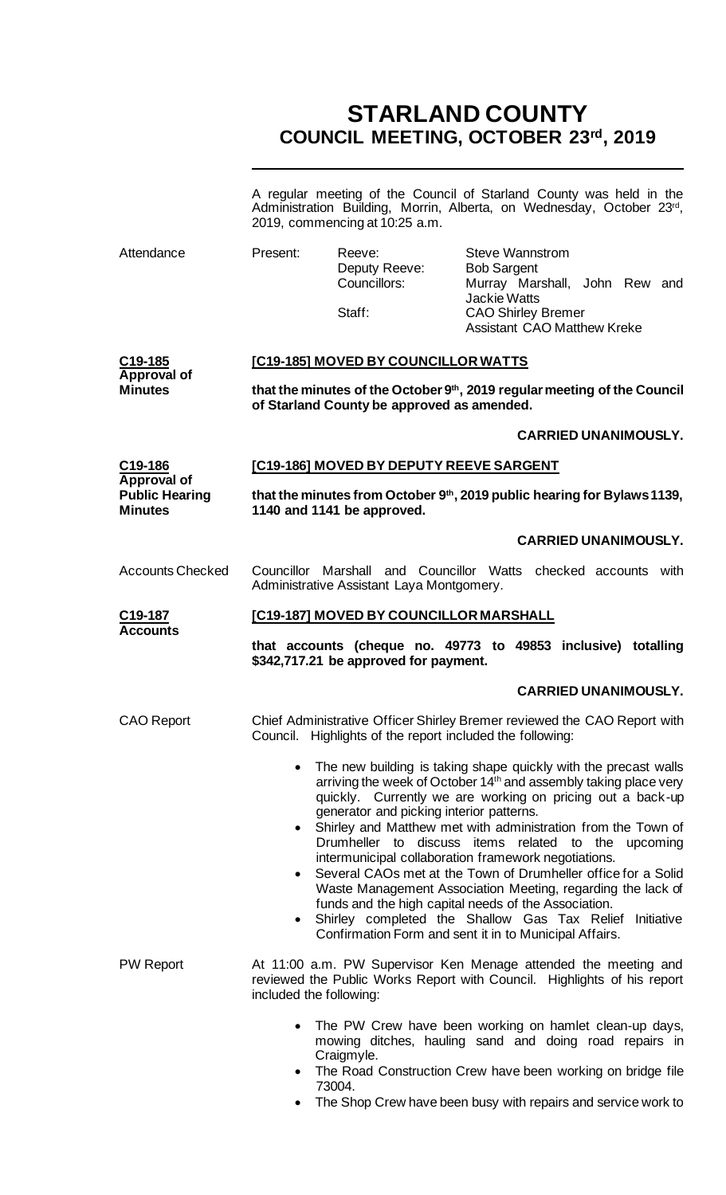# STARLAND COUNTY
## COUNCIL MEETING, OCTOBER 23rd, 2019

A regular meeting of the Council of Starland County was held in the Administration Building, Morrin, Alberta, on Wednesday, October 23rd, 2019, commencing at 10:25 a.m.

| Attendance | Present: | Reeve: | Steve Wannstrom |
|---|---|---|---|
| | | Deputy Reeve: | Bob Sargent |
| | | Councillors: | Murray Marshall, John Rew and Jackie Watts |
| | | Staff: | CAO Shirley Bremer |
| | | | Assistant CAO Matthew Kreke |

**C19-185**
**Approval of Minutes**

**[C19-185] MOVED BY COUNCILLOR WATTS**

**that the minutes of the October 9th, 2019 regular meeting of the Council of Starland County be approved as amended.**

**CARRIED UNANIMOUSLY.**

**C19-186**
**Approval of Public Hearing Minutes**

**[C19-186] MOVED BY DEPUTY REEVE SARGENT**

**that the minutes from October 9th, 2019 public hearing for Bylaws 1139, 1140 and 1141 be approved.**

**CARRIED UNANIMOUSLY.**

Accounts Checked

Councillor Marshall and Councillor Watts checked accounts with Administrative Assistant Laya Montgomery.

**C19-187**
**Accounts**

**[C19-187] MOVED BY COUNCILLOR MARSHALL**

**that accounts (cheque no. 49773 to 49853 inclusive) totalling $342,717.21 be approved for payment.**

**CARRIED UNANIMOUSLY.**

CAO Report

Chief Administrative Officer Shirley Bremer reviewed the CAO Report with Council. Highlights of the report included the following:

- The new building is taking shape quickly with the precast walls arriving the week of October 14th and assembly taking place very quickly. Currently we are working on pricing out a back-up generator and picking interior patterns.
- Shirley and Matthew met with administration from the Town of Drumheller to discuss items related to the upcoming intermunicipal collaboration framework negotiations.
- Several CAOs met at the Town of Drumheller office for a Solid Waste Management Association Meeting, regarding the lack of funds and the high capital needs of the Association.
- Shirley completed the Shallow Gas Tax Relief Initiative Confirmation Form and sent it in to Municipal Affairs.

PW Report

At 11:00 a.m. PW Supervisor Ken Menage attended the meeting and reviewed the Public Works Report with Council. Highlights of his report included the following:

- The PW Crew have been working on hamlet clean-up days, mowing ditches, hauling sand and doing road repairs in Craigmyle.
- The Road Construction Crew have been working on bridge file 73004.
- The Shop Crew have been busy with repairs and service work to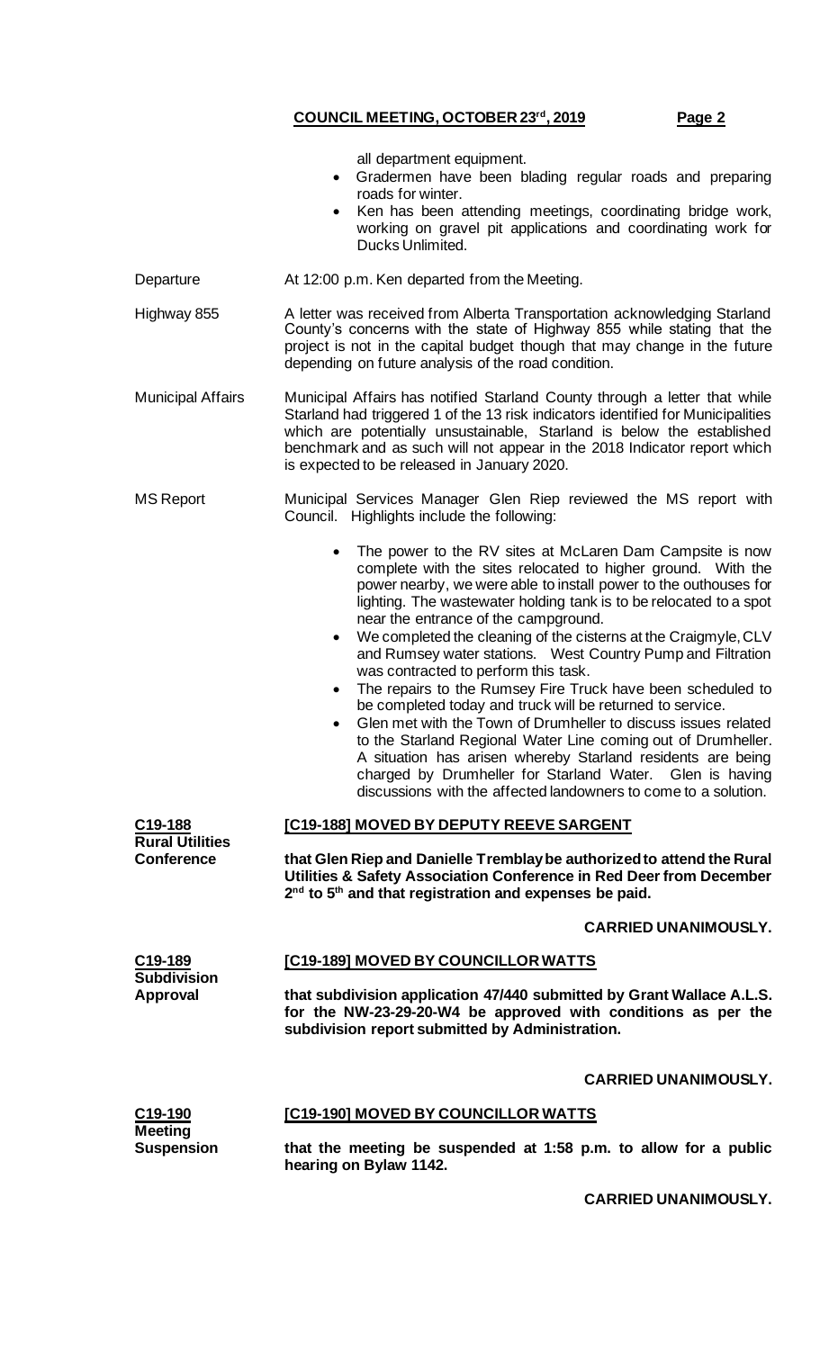all department equipment.

- Gradermen have been blading regular roads and preparing roads for winter.
- Ken has been attending meetings, coordinating bridge work, working on gravel pit applications and coordinating work for Ducks Unlimited.

Departure

At 12:00 p.m. Ken departed from the Meeting.

Highway 855

A letter was received from Alberta Transportation acknowledging Starland County's concerns with the state of Highway 855 while stating that the project is not in the capital budget though that may change in the future depending on future analysis of the road condition.

Municipal Affairs

Municipal Affairs has notified Starland County through a letter that while Starland had triggered 1 of the 13 risk indicators identified for Municipalities which are potentially unsustainable, Starland is below the established benchmark and as such will not appear in the 2018 Indicator report which is expected to be released in January 2020.

MS Report

Municipal Services Manager Glen Riep reviewed the MS report with Council. Highlights include the following:

- The power to the RV sites at McLaren Dam Campsite is now complete with the sites relocated to higher ground. With the power nearby, we were able to install power to the outhouses for lighting. The wastewater holding tank is to be relocated to a spot near the entrance of the campground.
- We completed the cleaning of the cisterns at the Craigmyle, CLV and Rumsey water stations. West Country Pump and Filtration was contracted to perform this task.
- The repairs to the Rumsey Fire Truck have been scheduled to be completed today and truck will be returned to service.
- Glen met with the Town of Drumheller to discuss issues related to the Starland Regional Water Line coming out of Drumheller. A situation has arisen whereby Starland residents are being charged by Drumheller for Starland Water. Glen is having discussions with the affected landowners to come to a solution.

**C19-188**
**Rural Utilities Conference**

**[C19-188] MOVED BY DEPUTY REEVE SARGENT**

**that Glen Riep and Danielle Tremblay be authorized to attend the Rural Utilities & Safety Association Conference in Red Deer from December 2nd to 5th and that registration and expenses be paid.**

**CARRIED UNANIMOUSLY.**

**C19-189**
**Subdivision Approval**

**[C19-189] MOVED BY COUNCILLOR WATTS**

**that subdivision application 47/440 submitted by Grant Wallace A.L.S. for the NW-23-29-20-W4 be approved with conditions as per the subdivision report submitted by Administration.**

**CARRIED UNANIMOUSLY.**

**C19-190**
**Meeting Suspension**

**[C19-190] MOVED BY COUNCILLOR WATTS**

**that the meeting be suspended at 1:58 p.m. to allow for a public hearing on Bylaw 1142.**

**CARRIED UNANIMOUSLY.**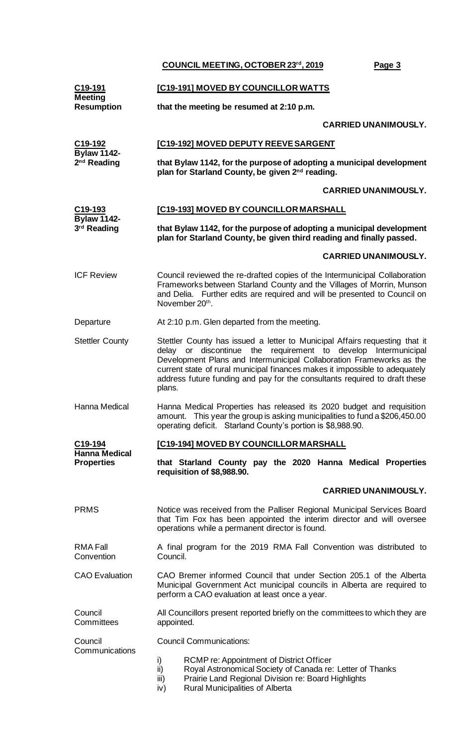**C19-191** **Meeting Resumption**

**[C19-191] MOVED BY COUNCILLOR WATTS**

**that the meeting be resumed at 2:10 p.m.**

**CARRIED UNANIMOUSLY.**

**C19-192** **Bylaw 1142- 2nd Reading**

**[C19-192] MOVED DEPUTY REEVE SARGENT**

**that Bylaw 1142, for the purpose of adopting a municipal development plan for Starland County, be given 2nd reading.**

**CARRIED UNANIMOUSLY.**

**C19-193** **Bylaw 1142- 3rd Reading**

**[C19-193] MOVED BY COUNCILLOR MARSHALL**

**that Bylaw 1142, for the purpose of adopting a municipal development plan for Starland County, be given third reading and finally passed.**

**CARRIED UNANIMOUSLY.**

ICF Review

Council reviewed the re-drafted copies of the Intermunicipal Collaboration Frameworks between Starland County and the Villages of Morrin, Munson and Delia. Further edits are required and will be presented to Council on November 20th.

Departure

At 2:10 p.m. Glen departed from the meeting.

Stettler County

Stettler County has issued a letter to Municipal Affairs requesting that it delay or discontinue the requirement to develop Intermunicipal Development Plans and Intermunicipal Collaboration Frameworks as the current state of rural municipal finances makes it impossible to adequately address future funding and pay for the consultants required to draft these plans.

Hanna Medical

Hanna Medical Properties has released its 2020 budget and requisition amount. This year the group is asking municipalities to fund a $206,450.00 operating deficit. Starland County's portion is $8,988.90.

**C19-194** **Hanna Medical Properties**

**[C19-194] MOVED BY COUNCILLOR MARSHALL**

**that Starland County pay the 2020 Hanna Medical Properties requisition of $8,988.90.**

**CARRIED UNANIMOUSLY.**

PRMS

Notice was received from the Palliser Regional Municipal Services Board that Tim Fox has been appointed the interim director and will oversee operations while a permanent director is found.

RMA Fall Convention

A final program for the 2019 RMA Fall Convention was distributed to Council.

CAO Evaluation

CAO Bremer informed Council that under Section 205.1 of the Alberta Municipal Government Act municipal councils in Alberta are required to perform a CAO evaluation at least once a year.

Council Committees

All Councillors present reported briefly on the committees to which they are appointed.

Council Communications

Council Communications:

i) RCMP re: Appointment of District Officer
ii) Royal Astronomical Society of Canada re: Letter of Thanks
iii) Prairie Land Regional Division re: Board Highlights
iv) Rural Municipalities of Alberta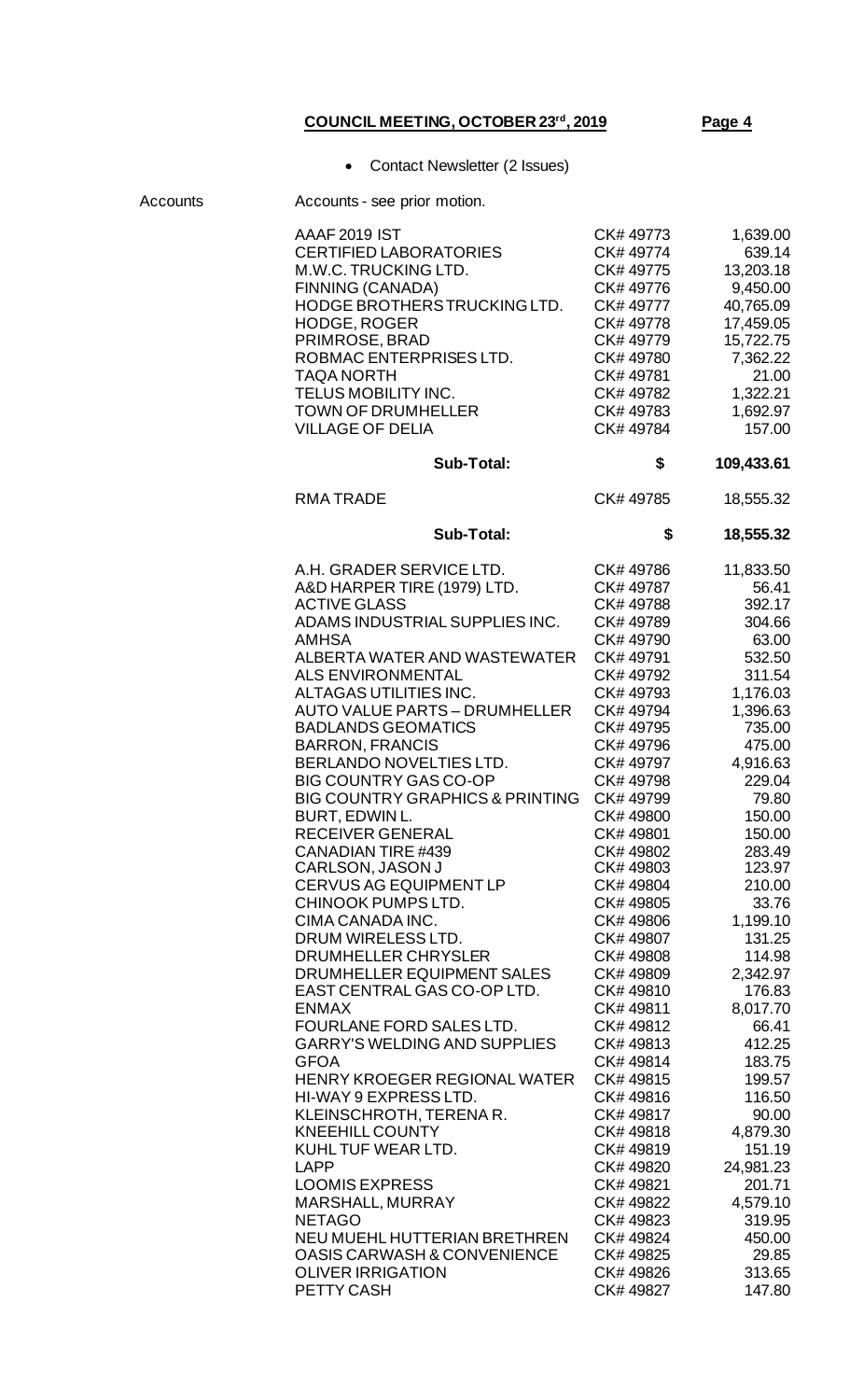**COUNCIL MEETING, OCTOBER 23rd, 2019** **Page 4**

- Contact Newsletter (2 Issues)

Accounts Accounts - see prior motion.

| | | |
|---|---|---|
| AAAF 2019 IST | CK# 49773 | 1,639.00 |
| CERTIFIED LABORATORIES | CK# 49774 | 639.14 |
| M.W.C. TRUCKING LTD. | CK# 49775 | 13,203.18 |
| FINNING (CANADA) | CK# 49776 | 9,450.00 |
| HODGE BROTHERS TRUCKING LTD. | CK# 49777 | 40,765.09 |
| HODGE, ROGER | CK# 49778 | 17,459.05 |
| PRIMROSE, BRAD | CK# 49779 | 15,722.75 |
| ROBMAC ENTERPRISES LTD. | CK# 49780 | 7,362.22 |
| TAQA NORTH | CK# 49781 | 21.00 |
| TELUS MOBILITY INC. | CK# 49782 | 1,322.21 |
| TOWN OF DRUMHELLER | CK# 49783 | 1,692.97 |
| VILLAGE OF DELIA | CK# 49784 | 157.00 |
| **Sub-Total:** | **$** | **109,433.61** |
| RMA TRADE | CK# 49785 | 18,555.32 |
| **Sub-Total:** | **$** | **18,555.32** |
| A.H. GRADER SERVICE LTD. | CK# 49786 | 11,833.50 |
| A&D HARPER TIRE (1979) LTD. | CK# 49787 | 56.41 |
| ACTIVE GLASS | CK# 49788 | 392.17 |
| ADAMS INDUSTRIAL SUPPLIES INC. | CK# 49789 | 304.66 |
| AMHSA | CK# 49790 | 63.00 |
| ALBERTA WATER AND WASTEWATER | CK# 49791 | 532.50 |
| ALS ENVIRONMENTAL | CK# 49792 | 311.54 |
| ALTAGAS UTILITIES INC. | CK# 49793 | 1,176.03 |
| AUTO VALUE PARTS – DRUMHELLER | CK# 49794 | 1,396.63 |
| BADLANDS GEOMATICS | CK# 49795 | 735.00 |
| BARRON, FRANCIS | CK# 49796 | 475.00 |
| BERLANDO NOVELTIES LTD. | CK# 49797 | 4,916.63 |
| BIG COUNTRY GAS CO-OP | CK# 49798 | 229.04 |
| BIG COUNTRY GRAPHICS & PRINTING | CK# 49799 | 79.80 |
| BURT, EDWIN L. | CK# 49800 | 150.00 |
| RECEIVER GENERAL | CK# 49801 | 150.00 |
| CANADIAN TIRE #439 | CK# 49802 | 283.49 |
| CARLSON, JASON J | CK# 49803 | 123.97 |
| CERVUS AG EQUIPMENT LP | CK# 49804 | 210.00 |
| CHINOOK PUMPS LTD. | CK# 49805 | 33.76 |
| CIMA CANADA INC. | CK# 49806 | 1,199.10 |
| DRUM WIRELESS LTD. | CK# 49807 | 131.25 |
| DRUMHELLER CHRYSLER | CK# 49808 | 114.98 |
| DRUMHELLER EQUIPMENT SALES | CK# 49809 | 2,342.97 |
| EAST CENTRAL GAS CO-OP LTD. | CK# 49810 | 176.83 |
| ENMAX | CK# 49811 | 8,017.70 |
| FOURLANE FORD SALES LTD. | CK# 49812 | 66.41 |
| GARRY'S WELDING AND SUPPLIES | CK# 49813 | 412.25 |
| GFOA | CK# 49814 | 183.75 |
| HENRY KROEGER REGIONAL WATER | CK# 49815 | 199.57 |
| HI-WAY 9 EXPRESS LTD. | CK# 49816 | 116.50 |
| KLEINSCHROTH, TERENA R. | CK# 49817 | 90.00 |
| KNEEHILL COUNTY | CK# 49818 | 4,879.30 |
| KUHL TUF WEAR LTD. | CK# 49819 | 151.19 |
| LAPP | CK# 49820 | 24,981.23 |
| LOOMIS EXPRESS | CK# 49821 | 201.71 |
| MARSHALL, MURRAY | CK# 49822 | 4,579.10 |
| NETAGO | CK# 49823 | 319.95 |
| NEU MUEHL HUTTERIAN BRETHREN | CK# 49824 | 450.00 |
| OASIS CARWASH & CONVENIENCE | CK# 49825 | 29.85 |
| OLIVER IRRIGATION | CK# 49826 | 313.65 |
| PETTY CASH | CK# 49827 | 147.80 |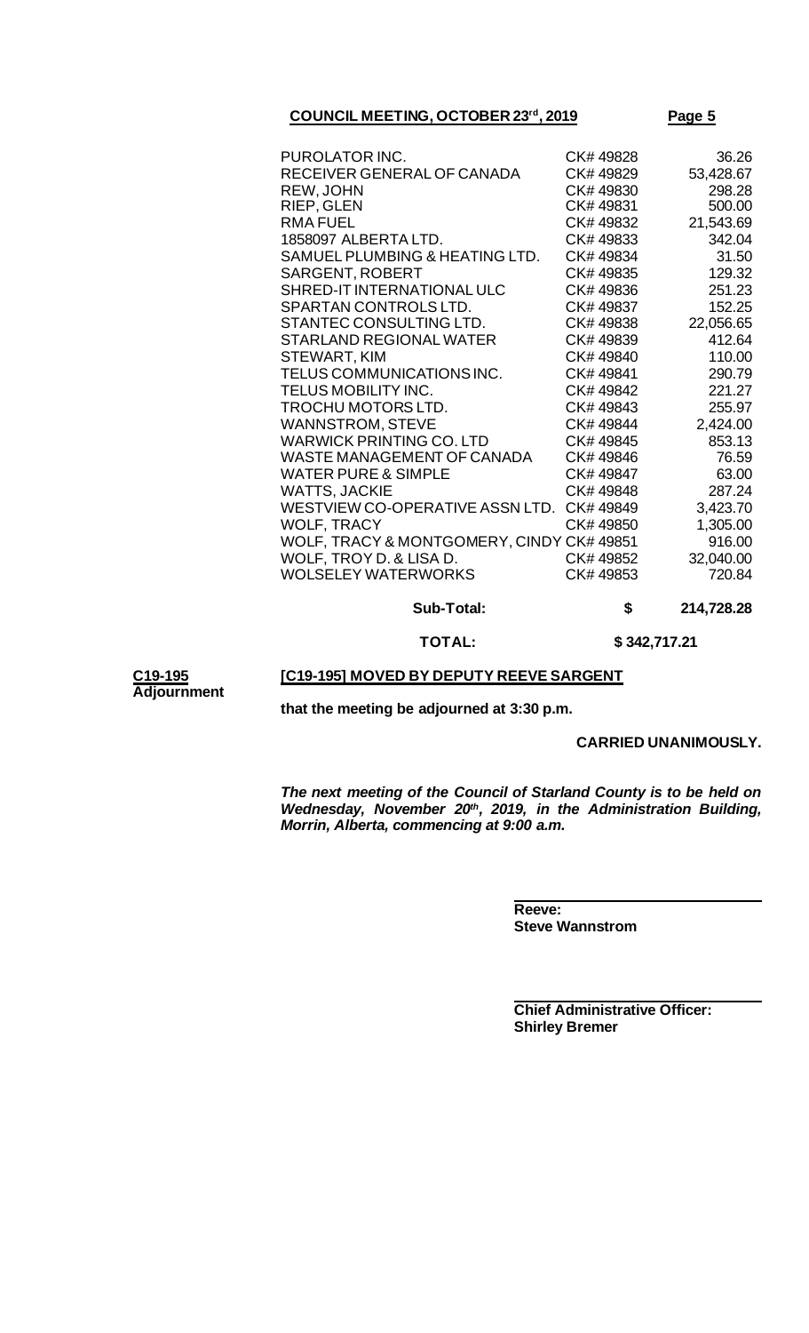| | | |
|---|---|---|
| PUROLATOR INC. | CK# 49828 | 36.26 |
| RECEIVER GENERAL OF CANADA | CK# 49829 | 53,428.67 |
| REW, JOHN | CK# 49830 | 298.28 |
| RIEP, GLEN | CK# 49831 | 500.00 |
| RMA FUEL | CK# 49832 | 21,543.69 |
| 1858097 ALBERTA LTD. | CK# 49833 | 342.04 |
| SAMUEL PLUMBING & HEATING LTD. | CK# 49834 | 31.50 |
| SARGENT, ROBERT | CK# 49835 | 129.32 |
| SHRED-IT INTERNATIONAL ULC | CK# 49836 | 251.23 |
| SPARTAN CONTROLS LTD. | CK# 49837 | 152.25 |
| STANTEC CONSULTING LTD. | CK# 49838 | 22,056.65 |
| STARLAND REGIONAL WATER | CK# 49839 | 412.64 |
| STEWART, KIM | CK# 49840 | 110.00 |
| TELUS COMMUNICATIONS INC. | CK# 49841 | 290.79 |
| TELUS MOBILITY INC. | CK# 49842 | 221.27 |
| TROCHU MOTORS LTD. | CK# 49843 | 255.97 |
| WANNSTROM, STEVE | CK# 49844 | 2,424.00 |
| WARWICK PRINTING CO. LTD | CK# 49845 | 853.13 |
| WASTE MANAGEMENT OF CANADA | CK# 49846 | 76.59 |
| WATER PURE & SIMPLE | CK# 49847 | 63.00 |
| WATTS, JACKIE | CK# 49848 | 287.24 |
| WESTVIEW CO-OPERATIVE ASSN LTD. | CK# 49849 | 3,423.70 |
| WOLF, TRACY | CK# 49850 | 1,305.00 |
| WOLF, TRACY & MONTGOMERY, CINDY | CK# 49851 | 916.00 |
| WOLF, TROY D. & LISA D. | CK# 49852 | 32,040.00 |
| WOLSELEY WATERWORKS | CK# 49853 | 720.84 |
| **Sub-Total:** | **$** | **214,728.28** |
| **TOTAL:** | **$ 342,717.21** | |

**C19-195**
**Adjournment**

**[C19-195] MOVED BY DEPUTY REEVE SARGENT**

**that the meeting be adjourned at 3:30 p.m.**

**CARRIED UNANIMOUSLY.**

***The next meeting of the Council of Starland County is to be held on Wednesday, November 20th, 2019, in the Administration Building, Morrin, Alberta, commencing at 9:00 a.m.***

**Reeve:**
**Steve Wannstrom**

**Chief Administrative Officer:**
**Shirley Bremer**